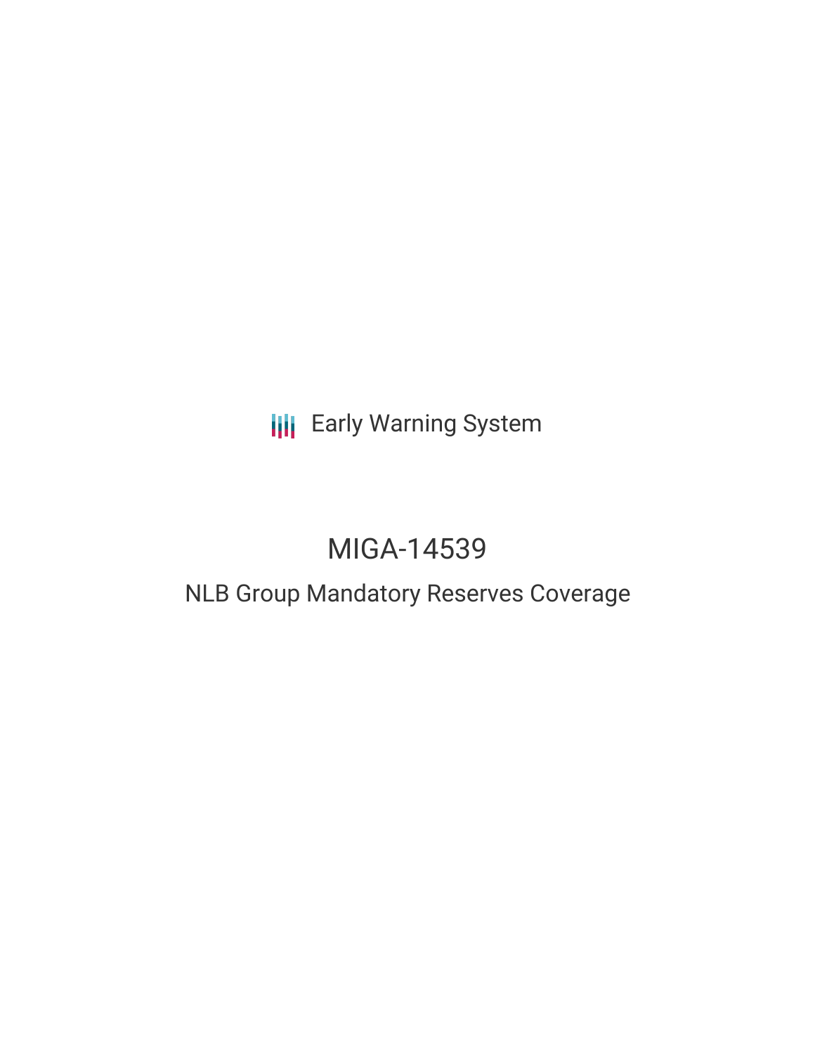Early Warning System

# MIGA-14539

## NLB Group Mandatory Reserves Coverage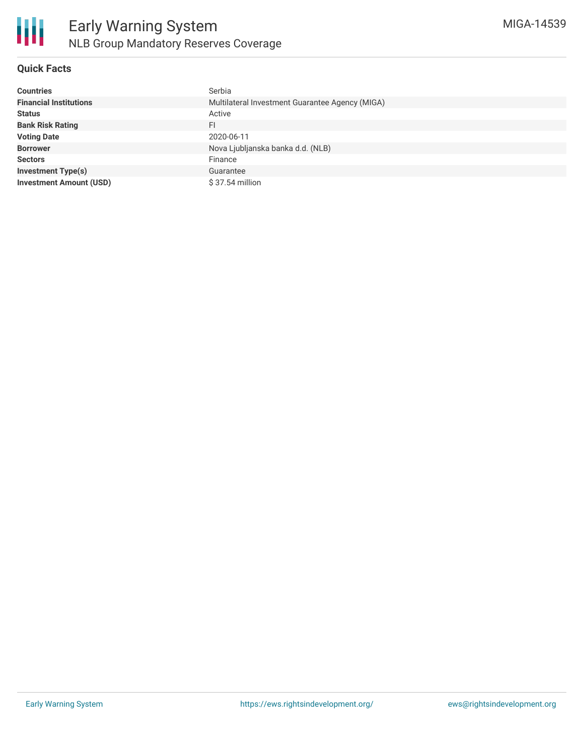# Early Warning System

## NLB Group Mandatory Reserves Coverage

MIGA-14539

### Quick Facts

| | |
|---|---|
| **Countries** | Serbia |
| **Financial Institutions** | Multilateral Investment Guarantee Agency (MIGA) |
| **Status** | Active |
| **Bank Risk Rating** | FI |
| **Voting Date** | 2020-06-11 |
| **Borrower** | Nova Ljubljanska banka d.d. (NLB) |
| **Sectors** | Finance |
| **Investment Type(s)** | Guarantee |
| **Investment Amount (USD)** | $ 37.54 million |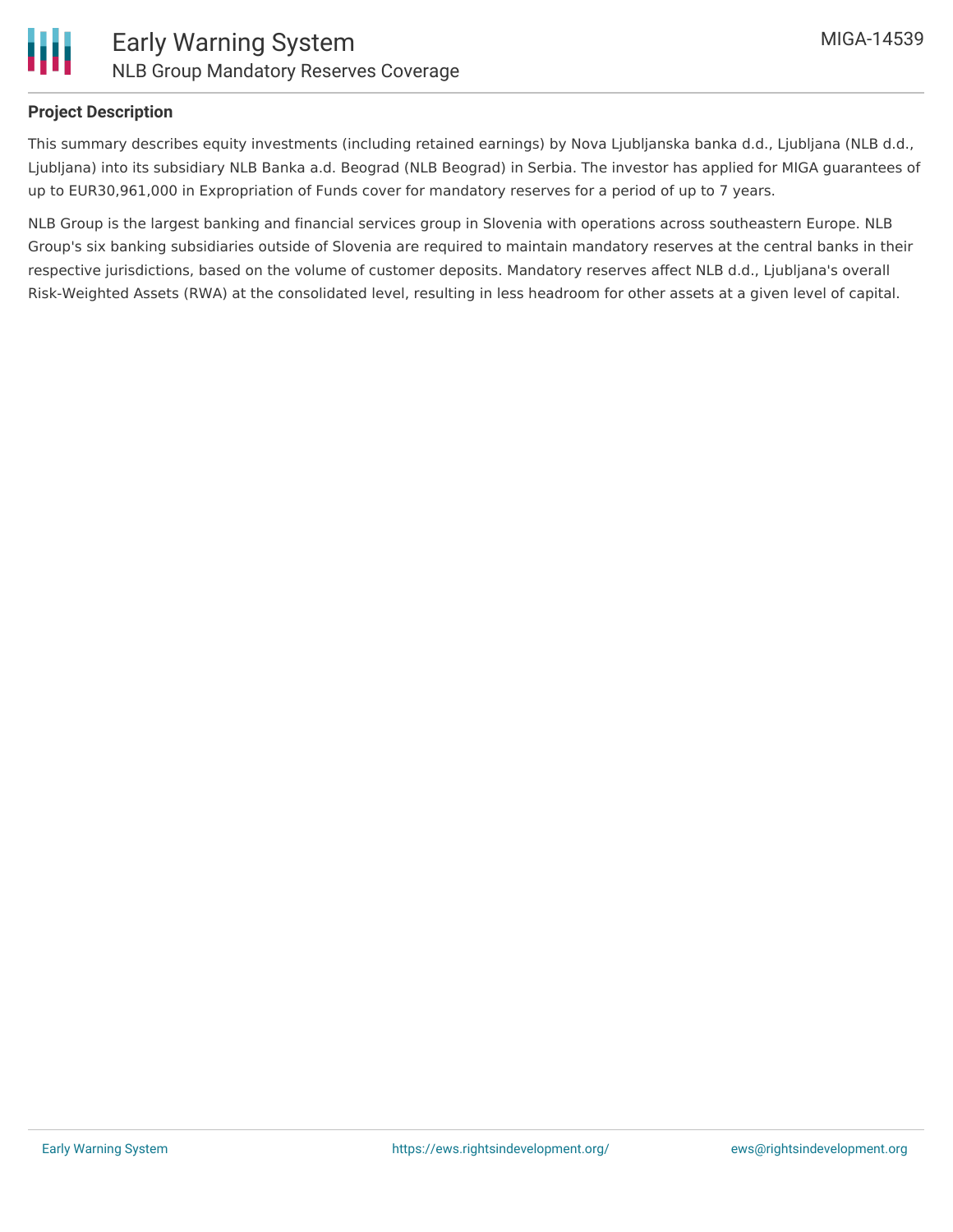## Project Description

This summary describes equity investments (including retained earnings) by Nova Ljubljanska banka d.d., Ljubljana (NLB d.d., Ljubljana) into its subsidiary NLB Banka a.d. Beograd (NLB Beograd) in Serbia. The investor has applied for MIGA guarantees of up to EUR30,961,000 in Expropriation of Funds cover for mandatory reserves for a period of up to 7 years.

NLB Group is the largest banking and financial services group in Slovenia with operations across southeastern Europe. NLB Group's six banking subsidiaries outside of Slovenia are required to maintain mandatory reserves at the central banks in their respective jurisdictions, based on the volume of customer deposits. Mandatory reserves affect NLB d.d., Ljubljana's overall Risk-Weighted Assets (RWA) at the consolidated level, resulting in less headroom for other assets at a given level of capital.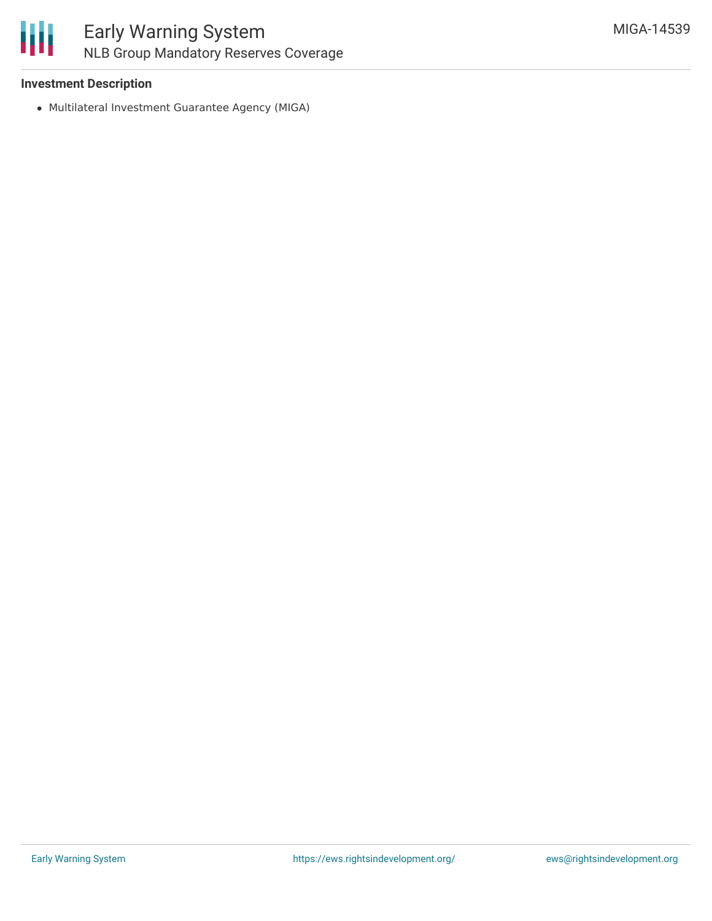### Investment Description

- Multilateral Investment Guarantee Agency (MIGA)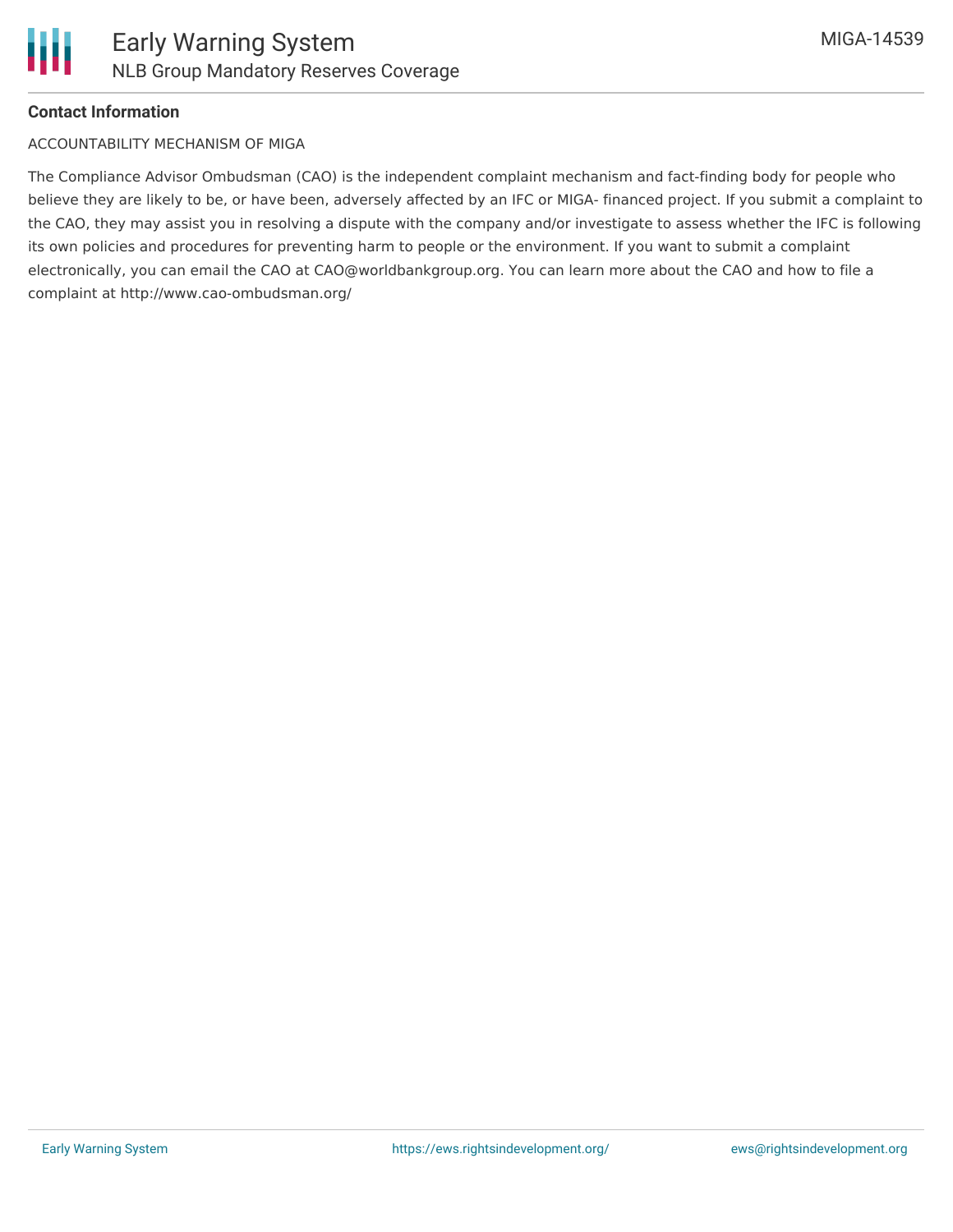**Contact Information**

ACCOUNTABILITY MECHANISM OF MIGA

The Compliance Advisor Ombudsman (CAO) is the independent complaint mechanism and fact-finding body for people who believe they are likely to be, or have been, adversely affected by an IFC or MIGA- financed project. If you submit a complaint to the CAO, they may assist you in resolving a dispute with the company and/or investigate to assess whether the IFC is following its own policies and procedures for preventing harm to people or the environment. If you want to submit a complaint electronically, you can email the CAO at CAO@worldbankgroup.org. You can learn more about the CAO and how to file a complaint at http://www.cao-ombudsman.org/